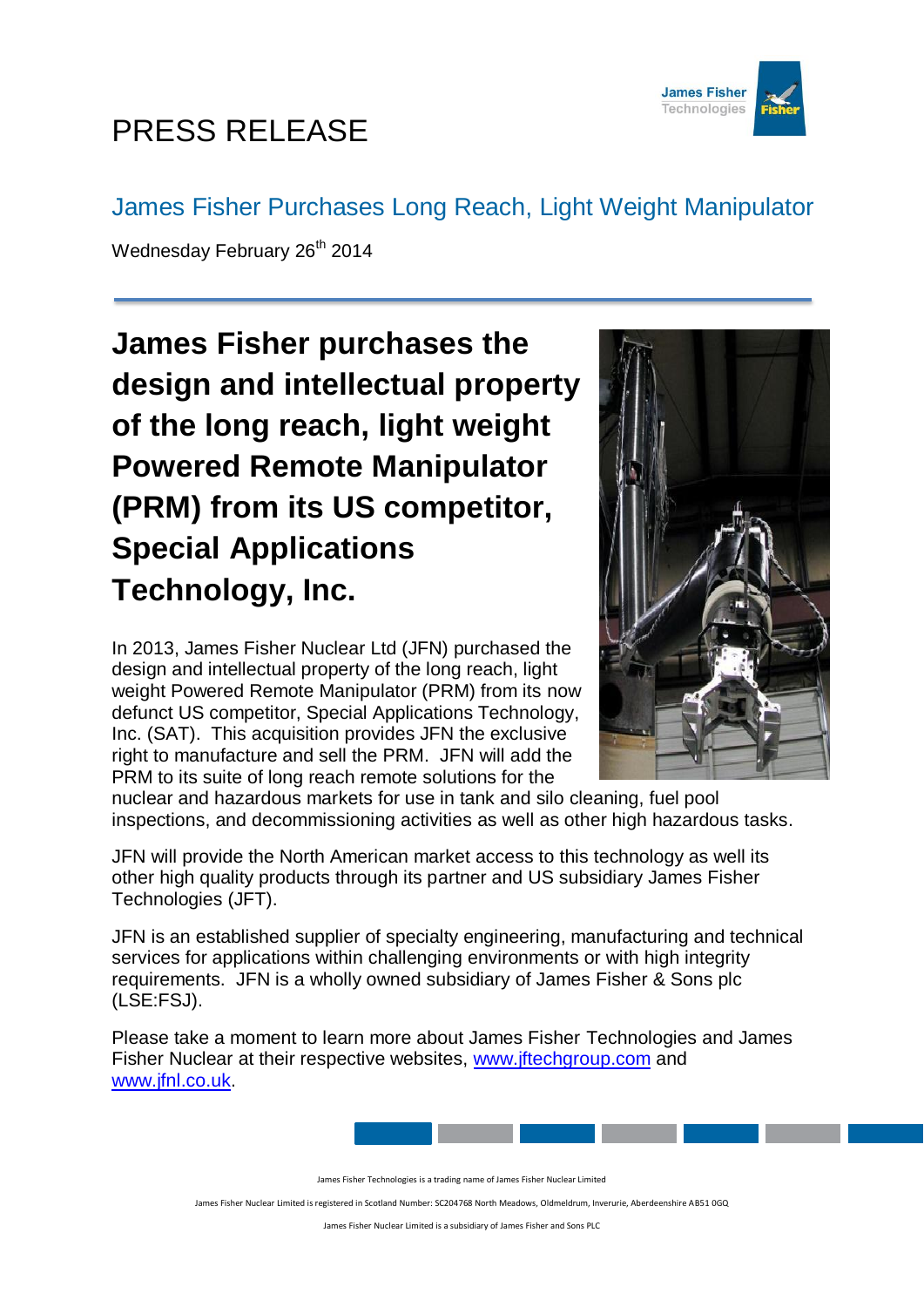# PRESS RELEASE

## James Fisher Purchases Long Reach, Light Weight Manipulator

Wednesday February 26th 2014

**James Fisher purchases the design and intellectual property of the long reach, light weight Powered Remote Manipulator (PRM) from its US competitor, Special Applications Technology, Inc.**

In 2013, James Fisher Nuclear Ltd (JFN) purchased the design and intellectual property of the long reach, light weight Powered Remote Manipulator (PRM) from its now defunct US competitor, Special Applications Technology, Inc. (SAT). This acquisition provides JFN the exclusive right to manufacture and sell the PRM. JFN will add the PRM to its suite of long reach remote solutions for the nuclear and hazardous markets for use in tank and silo cleaning, fuel pool inspections, and decommissioning activities as well as other high hazardous tasks.

JFN will provide the North American market access to this technology as well its other high quality products through its partner and US subsidiary James Fisher Technologies (JFT).

JFN is an established supplier of specialty engineering, manufacturing and technical services for applications within challenging environments or with high integrity requirements. JFN is a wholly owned subsidiary of James Fisher & Sons plc (LSE:FSJ).

Please take a moment to learn more about James Fisher Technologies and James Fisher Nuclear at their respective websites, www.jftechgroup.com and www.jfnl.co.uk.

James Fisher Technologies is a trading name of James Fisher Nuclear Limited

James Fisher Nuclear Limited is registered in Scotland Number: SC204768 North Meadows, Oldmeldrum, Inverurie, Aberdeenshire AB51 0GQ

James Fisher Nuclear Limited is a subsidiary of James Fisher and Sons PLC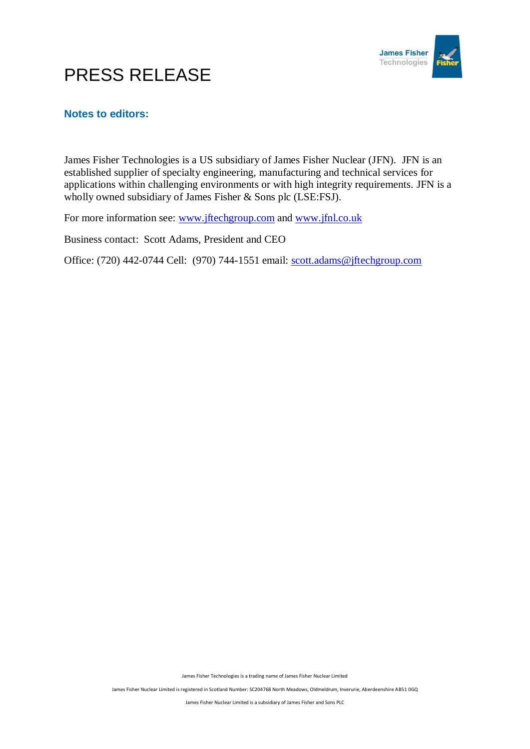# PRESS RELEASE

## Notes to editors:

James Fisher Technologies is a US subsidiary of James Fisher Nuclear (JFN). JFN is an established supplier of specialty engineering, manufacturing and technical services for applications within challenging environments or with high integrity requirements. JFN is a wholly owned subsidiary of James Fisher & Sons plc (LSE:FSJ).

For more information see: www.jftechgroup.com and www.jfnl.co.uk

Business contact: Scott Adams, President and CEO

Office: (720) 442-0744 Cell: (970) 744-1551 email: scott.adams@jftechgroup.com

James Fisher Technologies is a trading name of James Fisher Nuclear Limited

James Fisher Nuclear Limited is registered in Scotland Number: SC204768 North Meadows, Oldmeldrum, Inverurie, Aberdeenshire AB51 0GQ

James Fisher Nuclear Limited is a subsidiary of James Fisher and Sons PLC